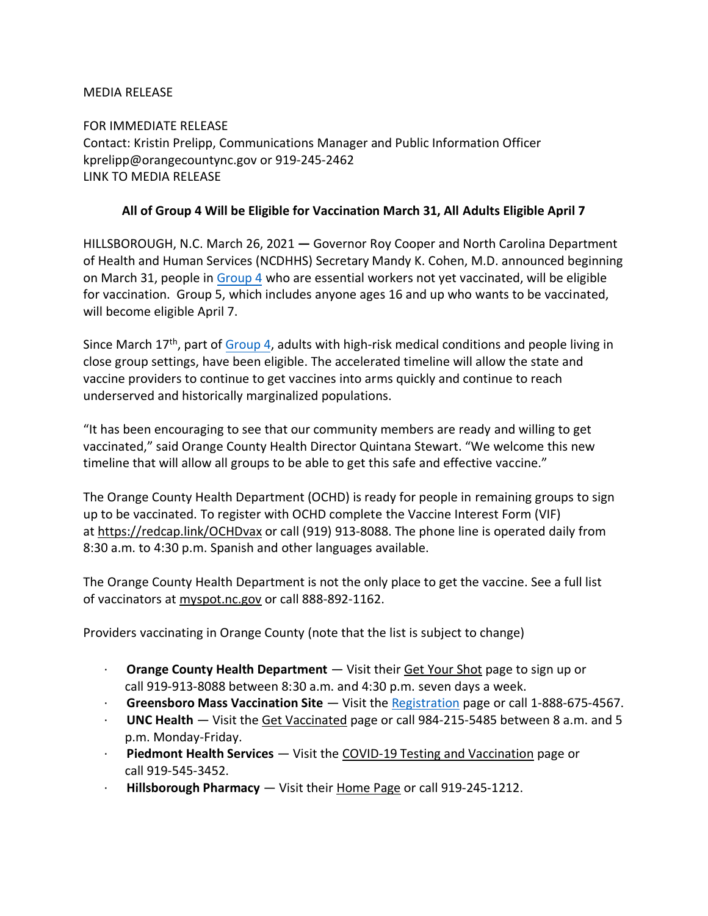MEDIA RELEASE

FOR IMMEDIATE RELEASE
Contact: Kristin Prelipp, Communications Manager and Public Information Officer
kprelipp@orangecountync.gov or 919-245-2462
LINK TO MEDIA RELEASE

**All of Group 4 Will be Eligible for Vaccination March 31, All Adults Eligible April 7**

HILLSBOROUGH, N.C. March 26, 2021 — Governor Roy Cooper and North Carolina Department of Health and Human Services (NCDHHS) Secretary Mandy K. Cohen, M.D. announced beginning on March 31, people in Group 4 who are essential workers not yet vaccinated, will be eligible for vaccination. Group 5, which includes anyone ages 16 and up who wants to be vaccinated, will become eligible April 7.

Since March 17th, part of Group 4, adults with high-risk medical conditions and people living in close group settings, have been eligible. The accelerated timeline will allow the state and vaccine providers to continue to get vaccines into arms quickly and continue to reach underserved and historically marginalized populations.

"It has been encouraging to see that our community members are ready and willing to get vaccinated," said Orange County Health Director Quintana Stewart. "We welcome this new timeline that will allow all groups to be able to get this safe and effective vaccine."

The Orange County Health Department (OCHD) is ready for people in remaining groups to sign up to be vaccinated. To register with OCHD complete the Vaccine Interest Form (VIF) at https://redcap.link/OCHDvax or call (919) 913-8088. The phone line is operated daily from 8:30 a.m. to 4:30 p.m. Spanish and other languages available.

The Orange County Health Department is not the only place to get the vaccine. See a full list of vaccinators at myspot.nc.gov or call 888-892-1162.

Providers vaccinating in Orange County (note that the list is subject to change)

- **Orange County Health Department** — Visit their Get Your Shot page to sign up or call 919-913-8088 between 8:30 a.m. and 4:30 p.m. seven days a week.
- **Greensboro Mass Vaccination Site** — Visit the Registration page or call 1-888-675-4567.
- **UNC Health** — Visit the Get Vaccinated page or call 984-215-5485 between 8 a.m. and 5 p.m. Monday-Friday.
- **Piedmont Health Services** — Visit the COVID-19 Testing and Vaccination page or call 919-545-3452.
- **Hillsborough Pharmacy** — Visit their Home Page or call 919-245-1212.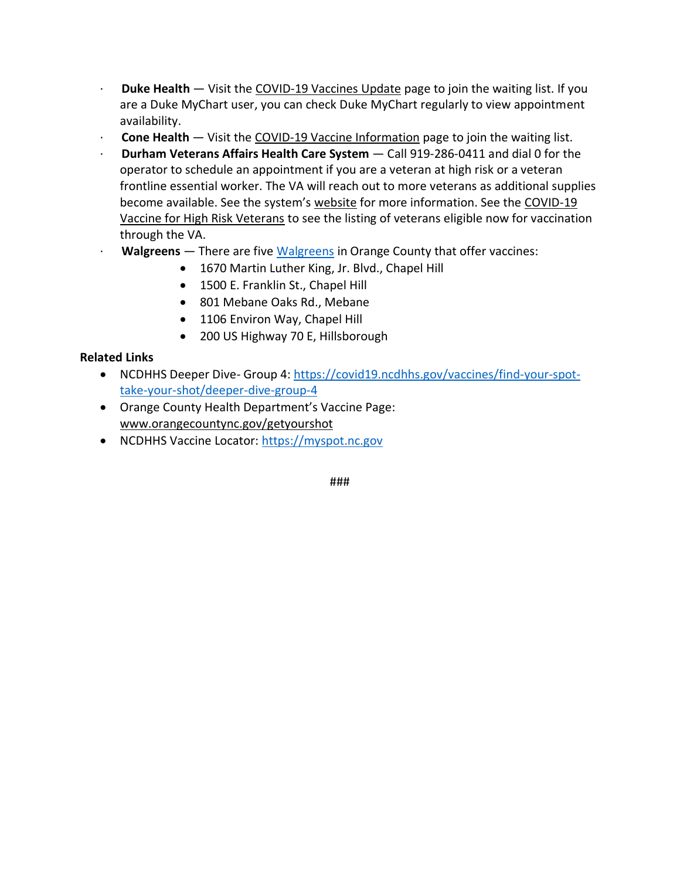- **Duke Health** — Visit the COVID-19 Vaccines Update page to join the waiting list. If you are a Duke MyChart user, you can check Duke MyChart regularly to view appointment availability.
- **Cone Health** — Visit the COVID-19 Vaccine Information page to join the waiting list.
- **Durham Veterans Affairs Health Care System** — Call 919-286-0411 and dial 0 for the operator to schedule an appointment if you are a veteran at high risk or a veteran frontline essential worker. The VA will reach out to more veterans as additional supplies become available. See the system's website for more information. See the COVID-19 Vaccine for High Risk Veterans to see the listing of veterans eligible now for vaccination through the VA.
- **Walgreens** — There are five Walgreens in Orange County that offer vaccines:
  - 1670 Martin Luther King, Jr. Blvd., Chapel Hill
  - 1500 E. Franklin St., Chapel Hill
  - 801 Mebane Oaks Rd., Mebane
  - 1106 Environ Way, Chapel Hill
  - 200 US Highway 70 E, Hillsborough

**Related Links**

- NCDHHS Deeper Dive- Group 4: https://covid19.ncdhhs.gov/vaccines/find-your-spot-take-your-shot/deeper-dive-group-4
- Orange County Health Department's Vaccine Page: www.orangecountync.gov/getyourshot
- NCDHHS Vaccine Locator: https://myspot.nc.gov

###